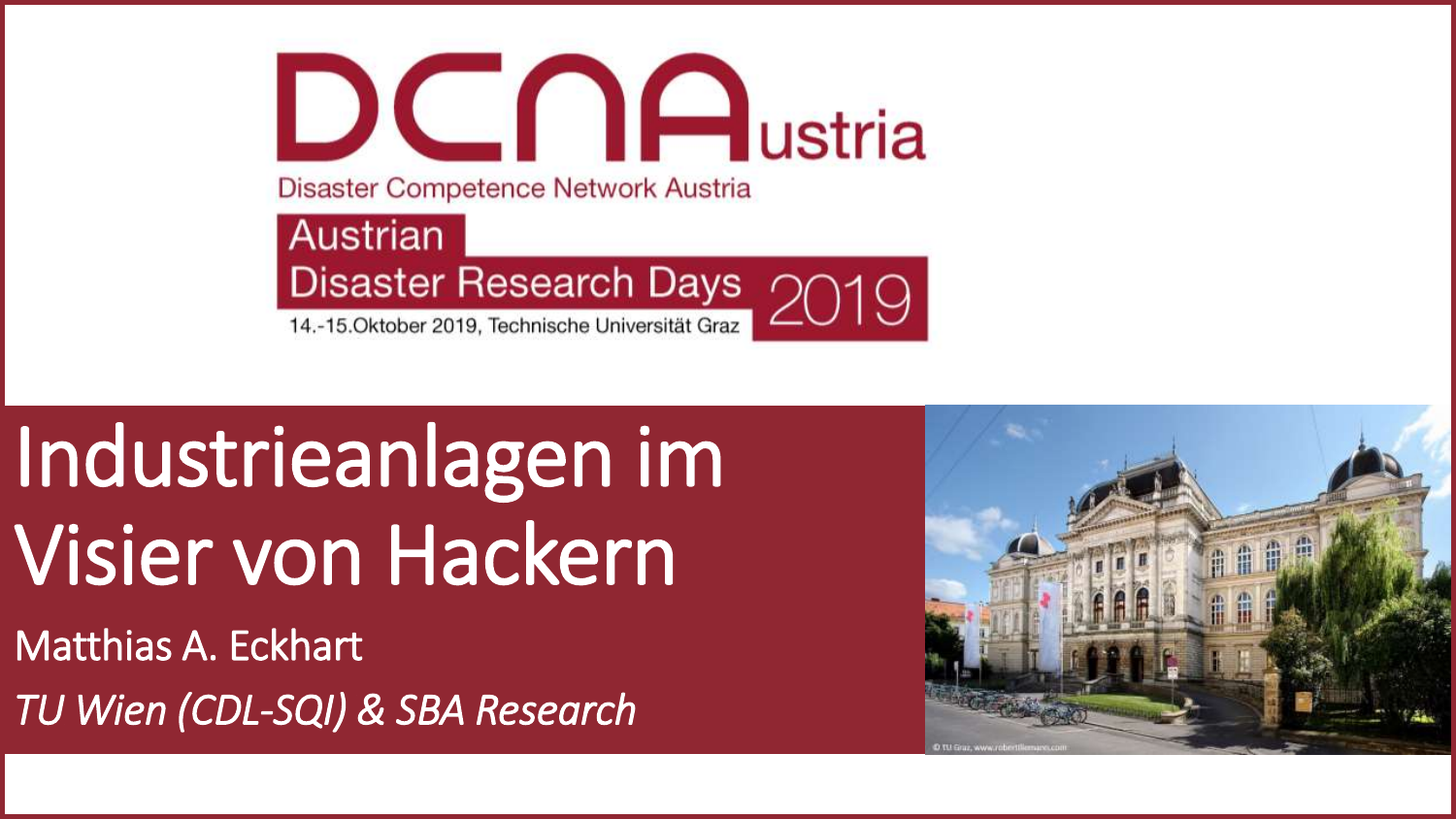DCNAustria

Disaster Competence Network Austria

Austrian Disaster Research Days 2019

14.-15.Oktober 2019, Technische Universität Graz

# Industrieanlagen im Visier von Hackern

Matthias A. Eckhart

*TU Wien (CDL-SQI) & SBA Research*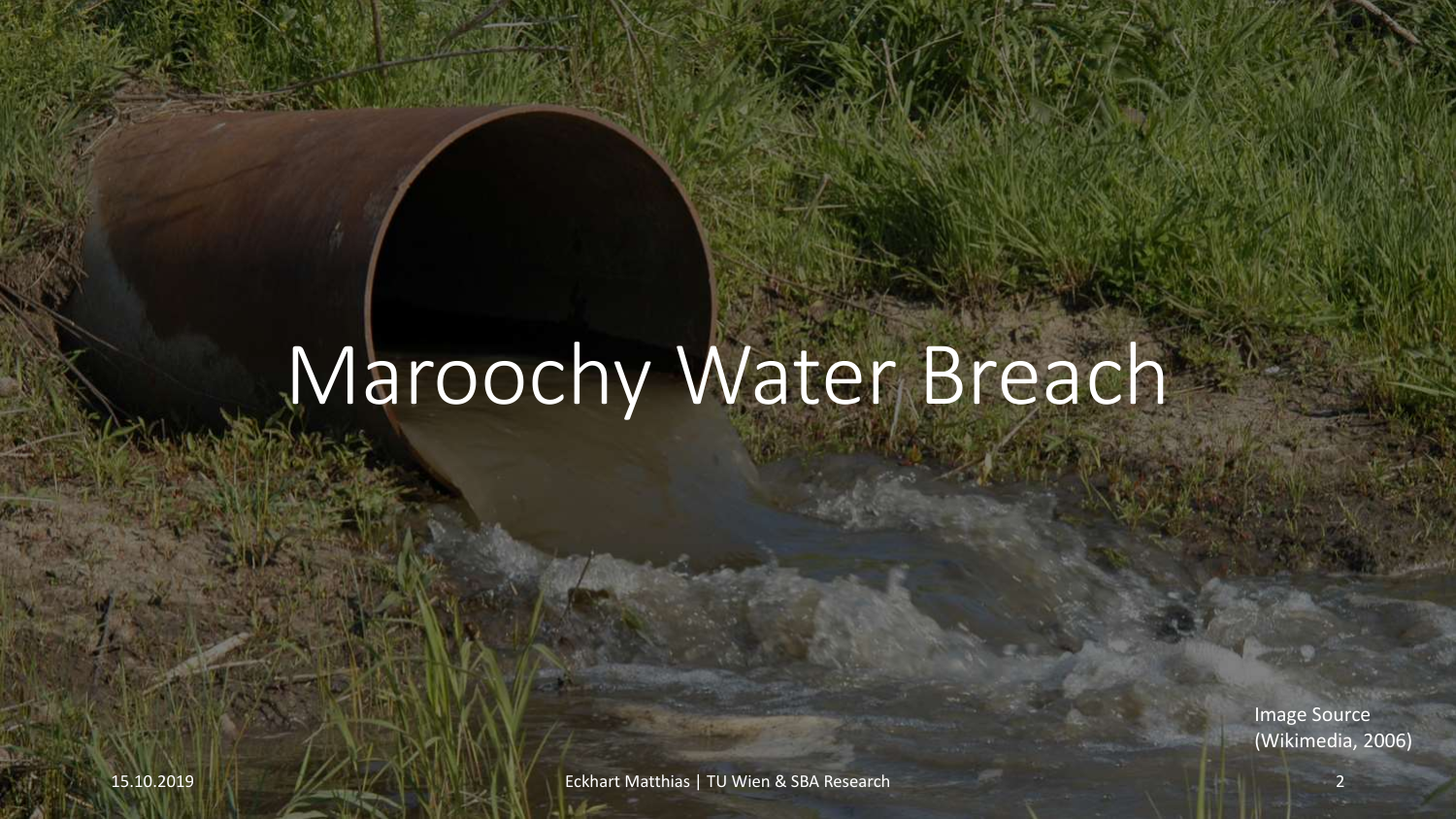# Maroochy Water Breach

Image Source (Wikimedia, 2006)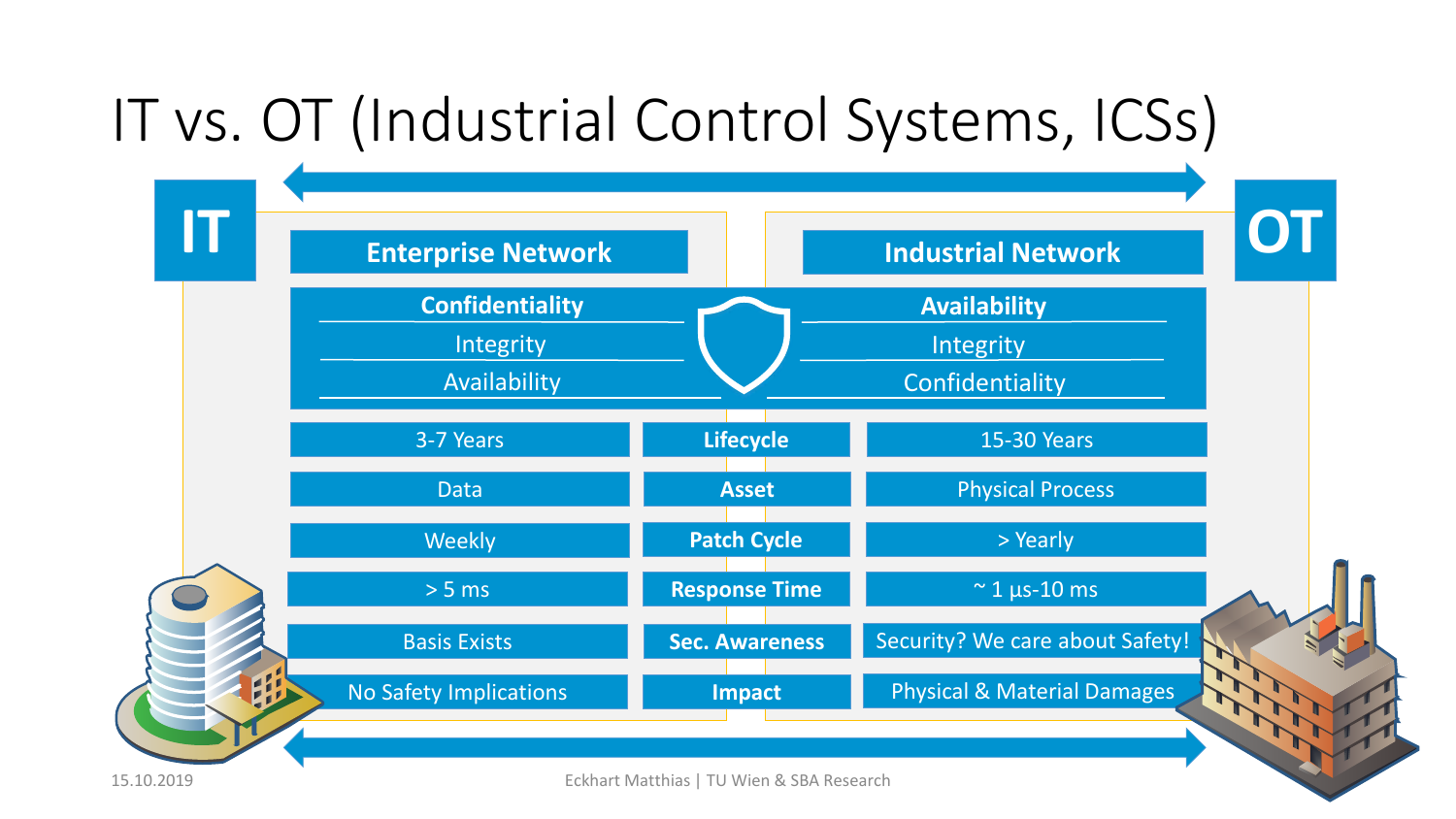# IT vs. OT (Industrial Control Systems, ICSs)

| IT | | OT |
|---|---|---|
| **Enterprise Network** | | **Industrial Network** |
| **Confidentiality** | | **Availability** |
| Integrity | | Integrity |
| Availability | | Confidentiality |
| 3-7 Years | **Lifecycle** | 15-30 Years |
| Data | **Asset** | Physical Process |
| Weekly | **Patch Cycle** | > Yearly |
| > 5 ms | **Response Time** | ~ 1 µs-10 ms |
| Basis Exists | **Sec. Awareness** | Security? We care about Safety! |
| No Safety Implications | **Impact** | Physical & Material Damages |

15.10.2019

Eckhart Matthias | TU Wien & SBA Research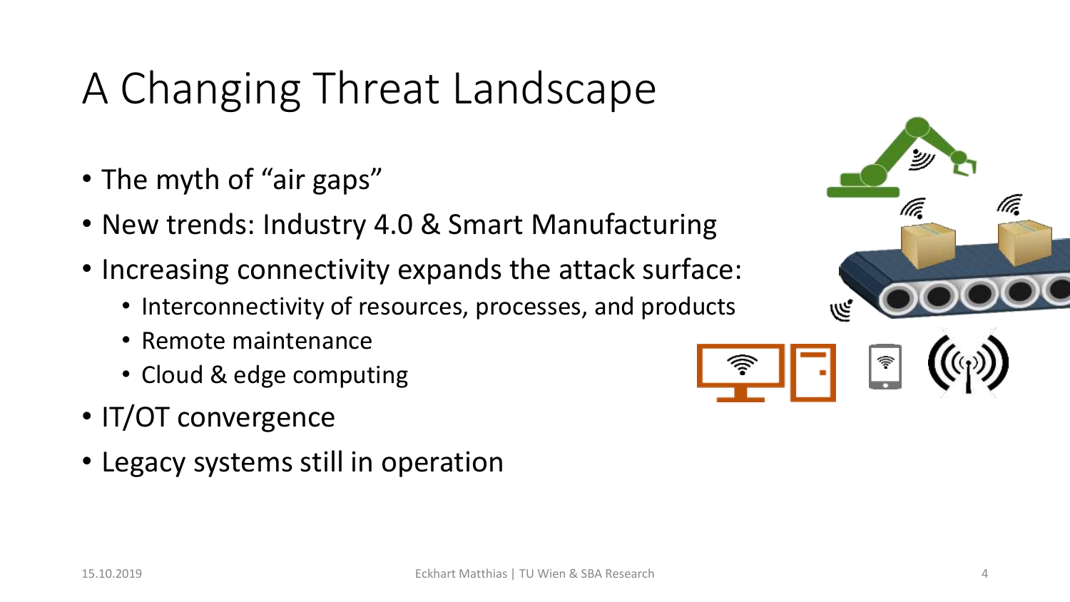# A Changing Threat Landscape

- The myth of "air gaps"
- New trends: Industry 4.0 & Smart Manufacturing
- Increasing connectivity expands the attack surface:
  - Interconnectivity of resources, processes, and products
  - Remote maintenance
  - Cloud & edge computing
- IT/OT convergence
- Legacy systems still in operation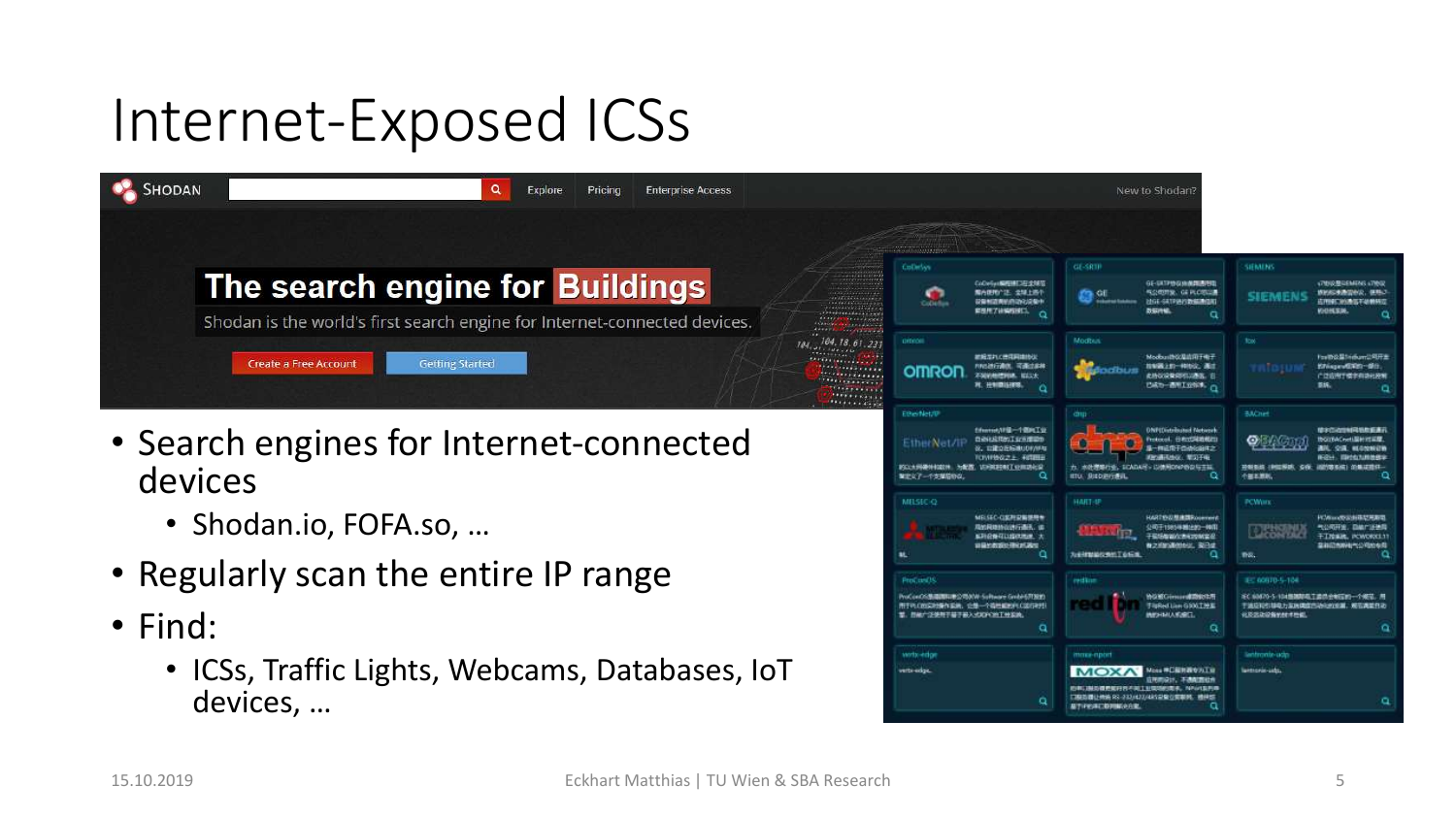# Internet-Exposed ICSs

- Search engines for Internet-connected devices
  - Shodan.io, FOFA.so, …
- Regularly scan the entire IP range
- Find:
  - ICSs, Traffic Lights, Webcams, Databases, IoT devices, …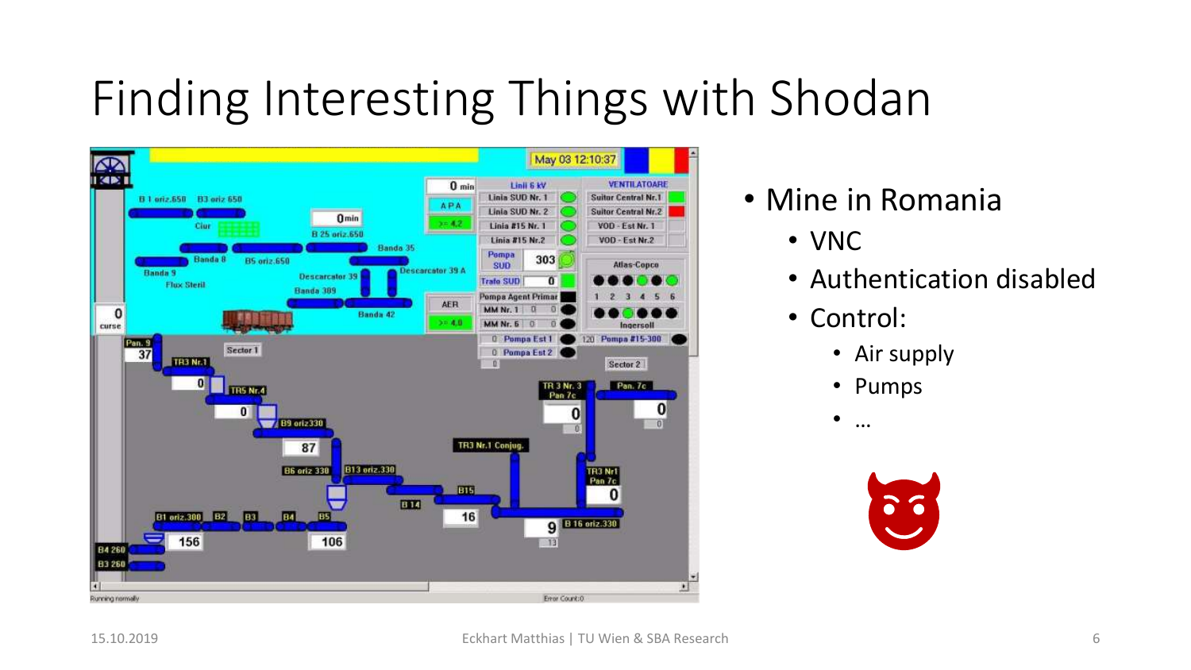# Finding Interesting Things with Shodan

- Mine in Romania
  - VNC
  - Authentication disabled
  - Control:
    - Air supply
    - Pumps
    - …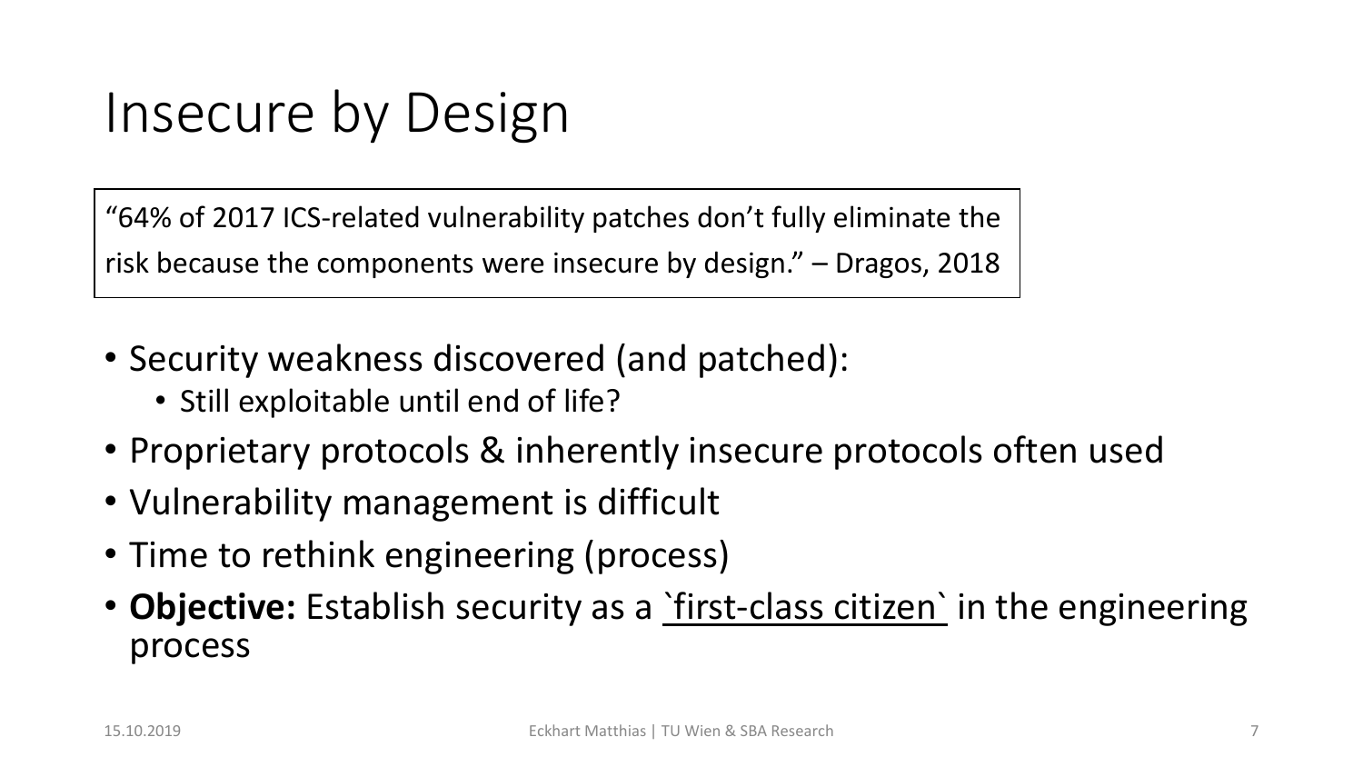# Insecure by Design

> "64% of 2017 ICS-related vulnerability patches don't fully eliminate the risk because the components were insecure by design." – Dragos, 2018

- Security weakness discovered (and patched):
  - Still exploitable until end of life?
- Proprietary protocols & inherently insecure protocols often used
- Vulnerability management is difficult
- Time to rethink engineering (process)
- **Objective:** Establish security as a `first-class citizen` in the engineering process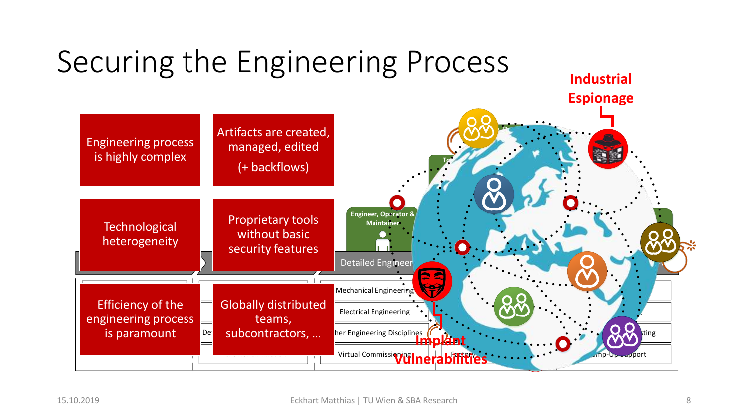# Securing the Engineering Process

- Engineering process is highly complex
- Artifacts are created, managed, edited (+ backflows)
- Technological heterogeneity
- Proprietary tools without basic security features
- Efficiency of the engineering process is paramount
- Globally distributed teams, subcontractors, …

**Industrial Espionage**

**Implant Vulnerabilities**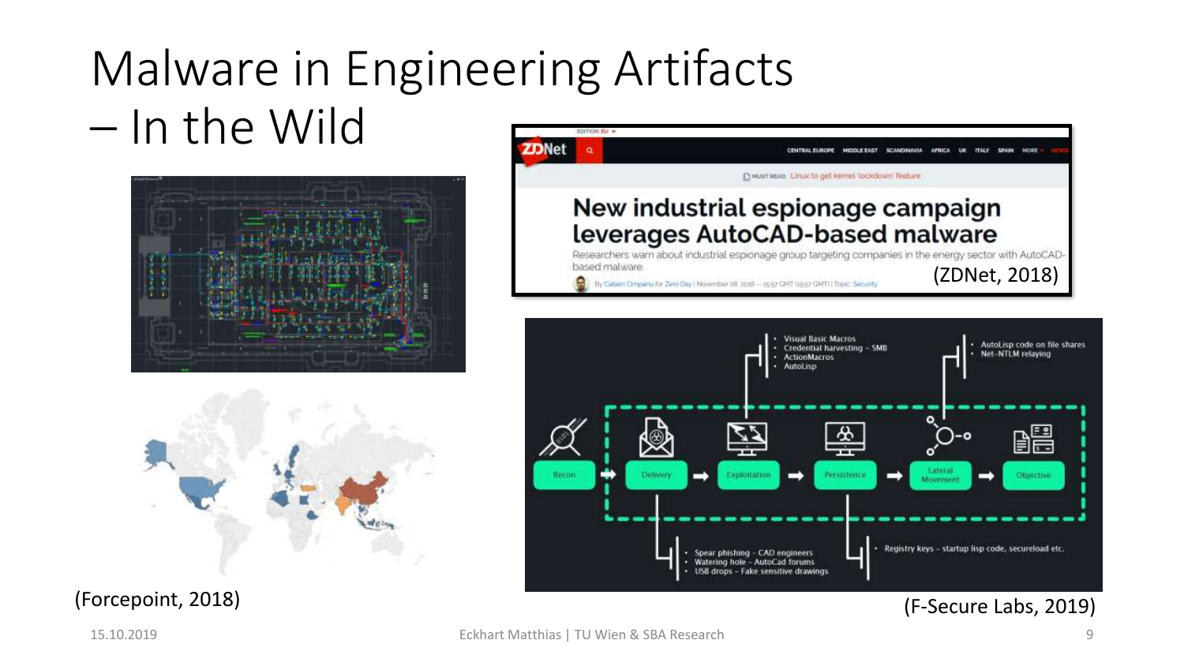# Malware in Engineering Artifacts – In the Wild

**New industrial espionage campaign leverages AutoCAD-based malware**

Researchers warn about industrial espionage group targeting companies in the energy sector with AutoCAD-based malware

(ZDNet, 2018)

- Visual Basic Macros
- Credential harvesting – SMB
- ActionMacros
- AutoLisp

- AutoLisp code on file shares
- Net-NTLM relaying

Recon → Delivery → Exploitation → Persistence → Lateral Movement → Objective

- Spear phishing – CAD engineers
- Watering hole – AutoCad forums
- USB drops – Fake sensitive drawings

- Registry keys – startup lisp code, secureload etc.

(Forcepoint, 2018)

(F-Secure Labs, 2019)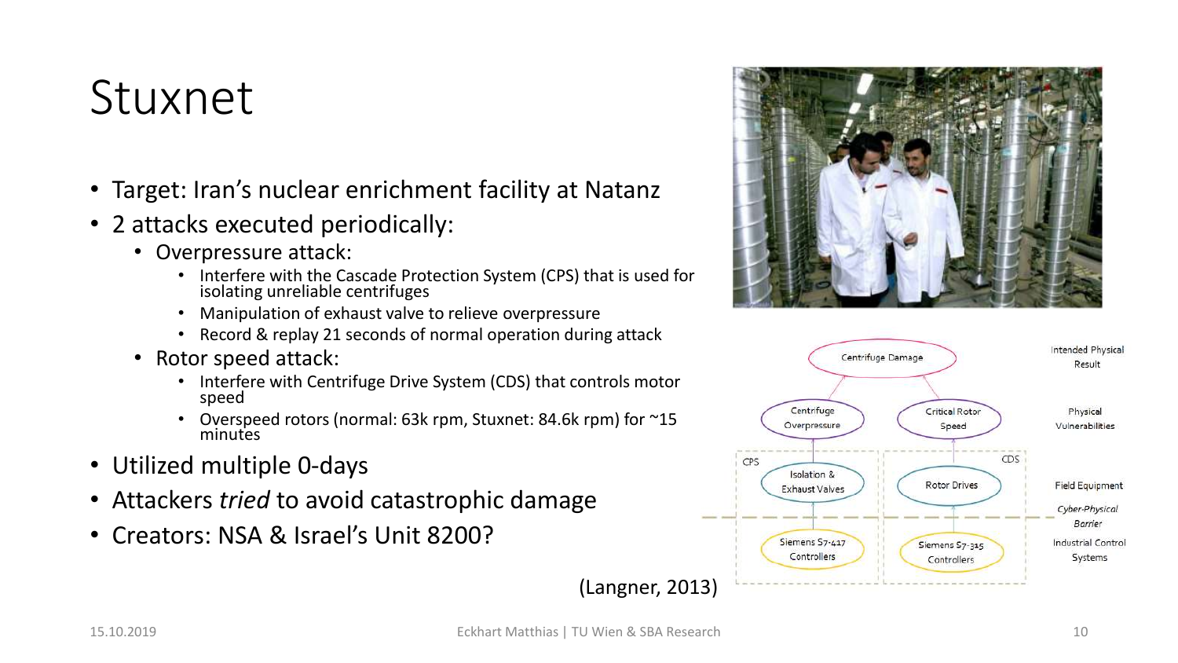# Stuxnet

- Target: Iran's nuclear enrichment facility at Natanz
- 2 attacks executed periodically:
  - Overpressure attack:
    - Interfere with the Cascade Protection System (CPS) that is used for isolating unreliable centrifuges
    - Manipulation of exhaust valve to relieve overpressure
    - Record & replay 21 seconds of normal operation during attack
  - Rotor speed attack:
    - Interfere with Centrifuge Drive System (CDS) that controls motor speed
    - Overspeed rotors (normal: 63k rpm, Stuxnet: 84.6k rpm) for ~15 minutes
- Utilized multiple 0-days
- Attackers *tried* to avoid catastrophic damage
- Creators: NSA & Israel's Unit 8200?

(Langner, 2013)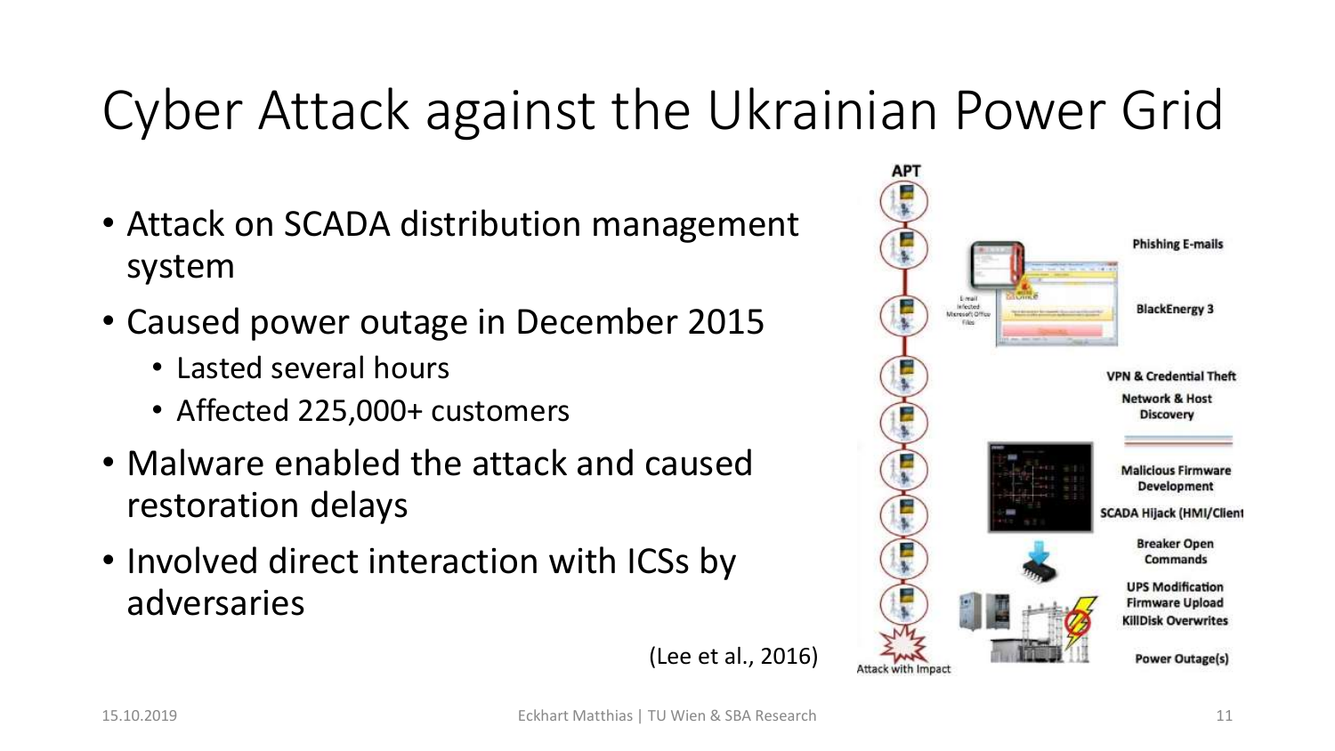# Cyber Attack against the Ukrainian Power Grid

- Attack on SCADA distribution management system
- Caused power outage in December 2015
  - Lasted several hours
  - Affected 225,000+ customers
- Malware enabled the attack and caused restoration delays
- Involved direct interaction with ICSs by adversaries

(Lee et al., 2016)

APT

Phishing E-mails

BlackEnergy 3

VPN & Credential Theft

Network & Host Discovery

Malicious Firmware Development

SCADA Hijack (HMI/Client

Breaker Open Commands

UPS Modification

Firmware Upload

KillDisk Overwrites

Power Outage(s)

Attack with Impact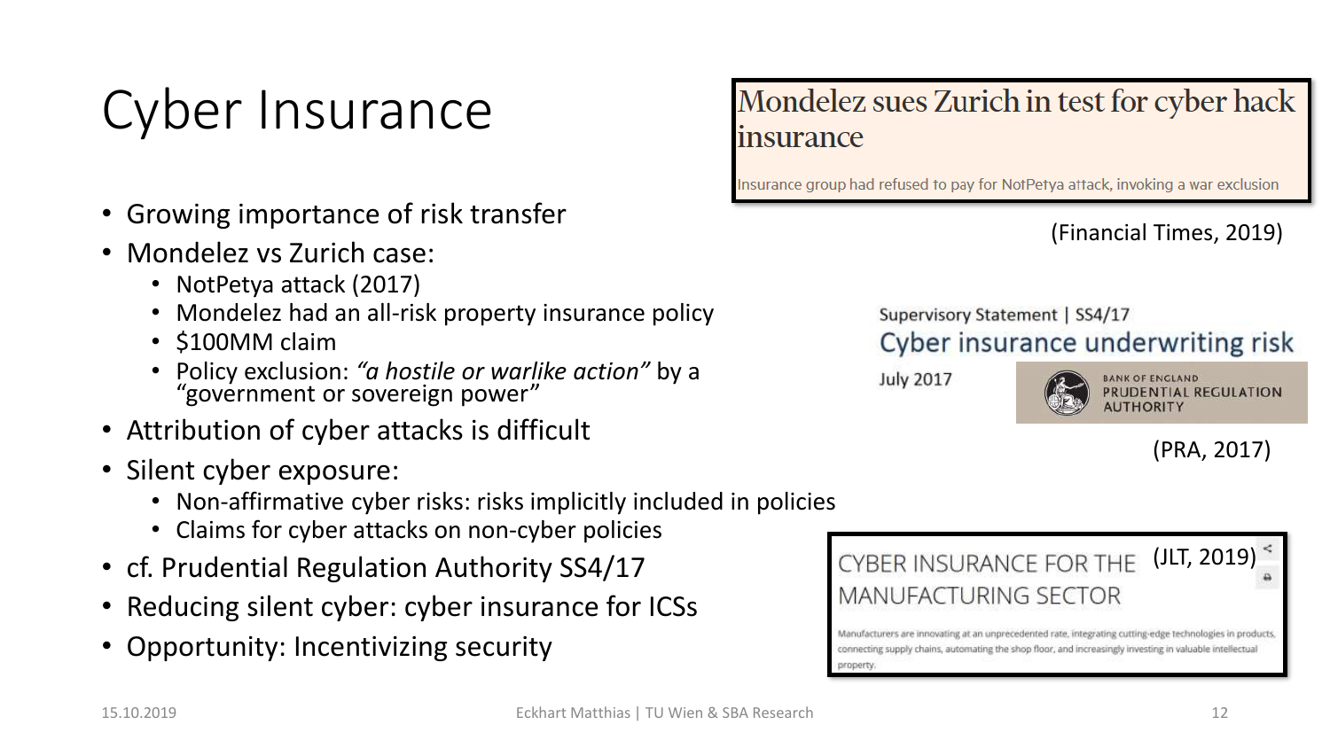# Cyber Insurance

- Growing importance of risk transfer
- Mondelez vs Zurich case:
  - NotPetya attack (2017)
  - Mondelez had an all-risk property insurance policy
  - \$100MM claim
  - Policy exclusion: *"a hostile or warlike action"* by a "government or sovereign power"
- Attribution of cyber attacks is difficult
- Silent cyber exposure:
  - Non-affirmative cyber risks: risks implicitly included in policies
  - Claims for cyber attacks on non-cyber policies
- cf. Prudential Regulation Authority SS4/17
- Reducing silent cyber: cyber insurance for ICSs
- Opportunity: Incentivizing security

**Mondelez sues Zurich in test for cyber hack insurance**

Insurance group had refused to pay for NotPetya attack, invoking a war exclusion

(Financial Times, 2019)

Supervisory Statement | SS4/17

Cyber insurance underwriting risk

July 2017

BANK OF ENGLAND PRUDENTIAL REGULATION AUTHORITY

(PRA, 2017)

CYBER INSURANCE FOR THE MANUFACTURING SECTOR

Manufacturers are innovating at an unprecedented rate, integrating cutting-edge technologies in products, connecting supply chains, automating the shop floor, and increasingly investing in valuable intellectual property.

(JLT, 2019)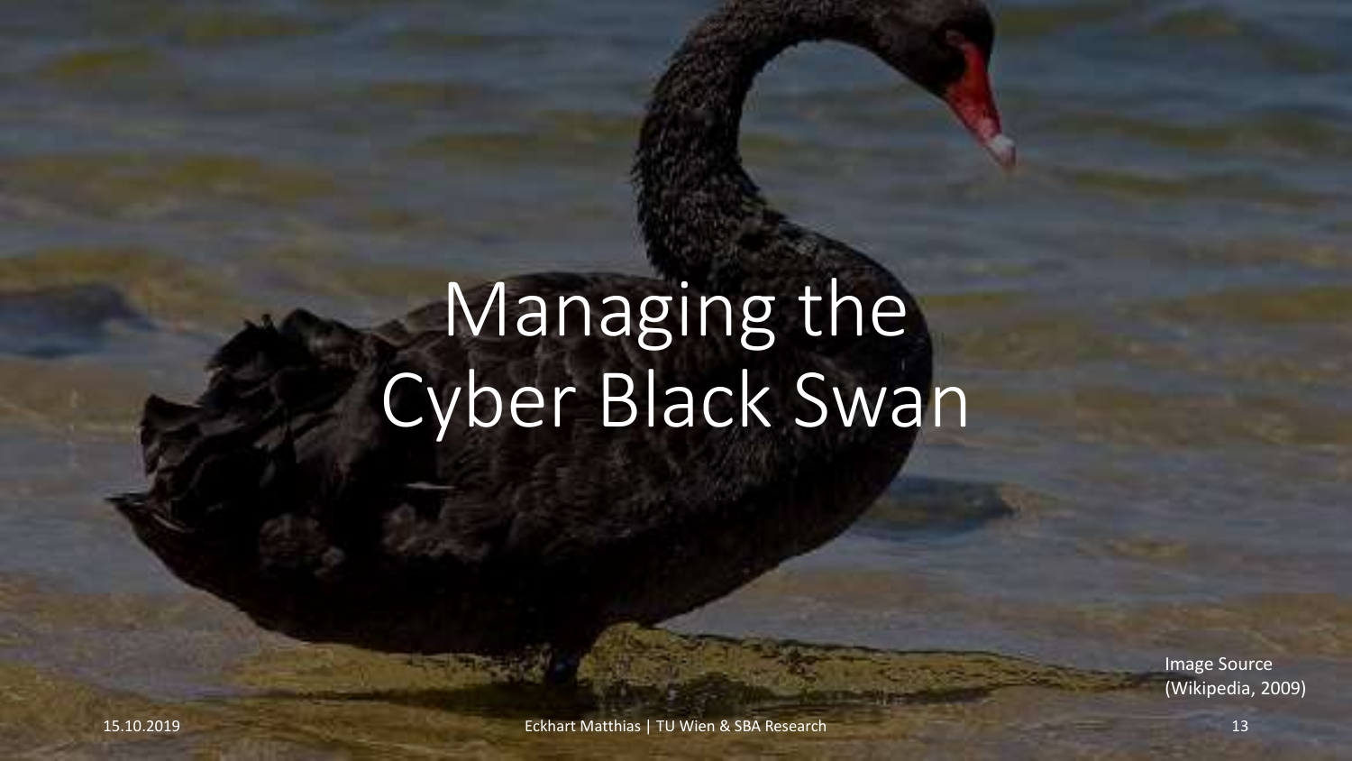# Managing the Cyber Black Swan

Image Source (Wikipedia, 2009)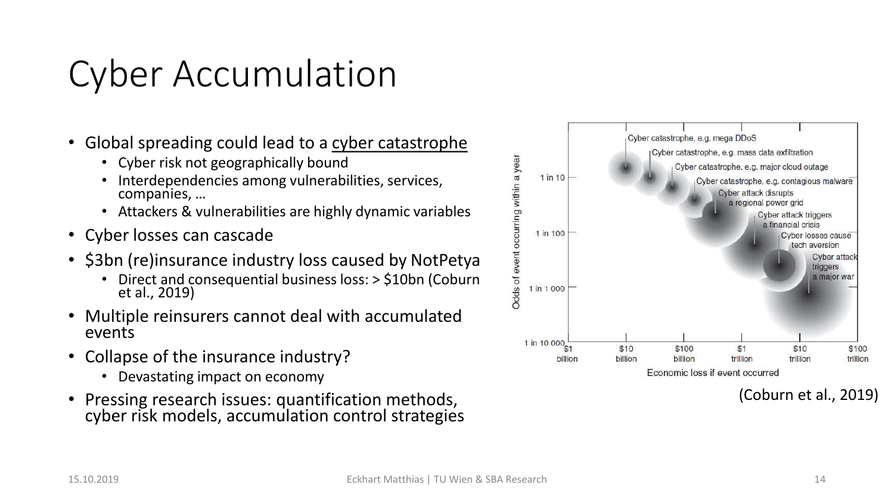# Cyber Accumulation

- Global spreading could lead to a cyber catastrophe
  - Cyber risk not geographically bound
  - Interdependencies among vulnerabilities, services, companies, …
  - Attackers & vulnerabilities are highly dynamic variables
- Cyber losses can cascade
- $3bn (re)insurance industry loss caused by NotPetya
  - Direct and consequential business loss: > $10bn (Coburn et al., 2019)
- Multiple reinsurers cannot deal with accumulated events
- Collapse of the insurance industry?
  - Devastating impact on economy
- Pressing research issues: quantification methods, cyber risk models, accumulation control strategies

(Coburn et al., 2019)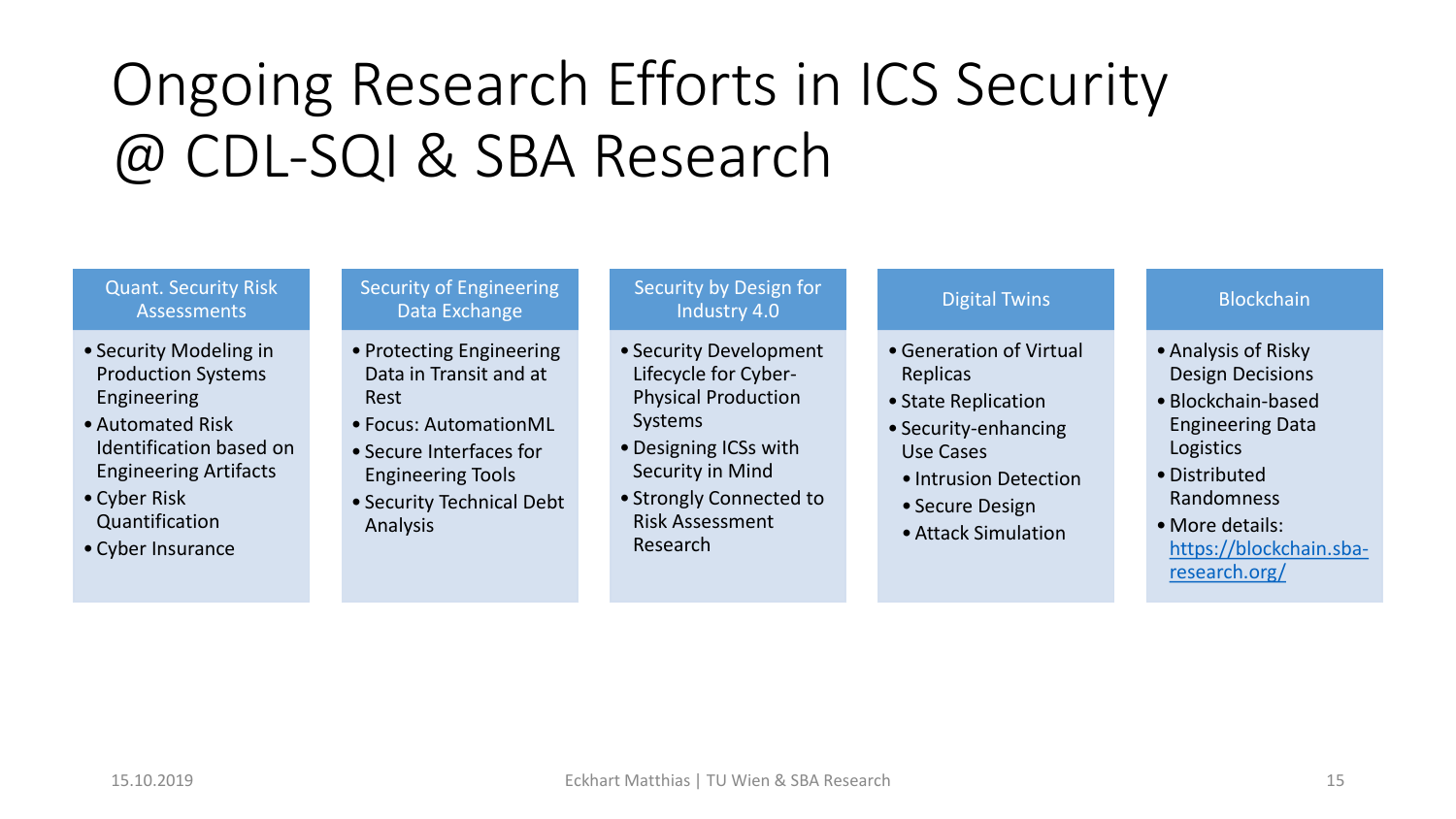# Ongoing Research Efforts in ICS Security @ CDL-SQI & SBA Research

### Quant. Security Risk Assessments

- Security Modeling in Production Systems Engineering
- Automated Risk Identification based on Engineering Artifacts
- Cyber Risk Quantification
- Cyber Insurance

### Security of Engineering Data Exchange

- Protecting Engineering Data in Transit and at Rest
- Focus: AutomationML
- Secure Interfaces for Engineering Tools
- Security Technical Debt Analysis

### Security by Design for Industry 4.0

- Security Development Lifecycle for Cyber-Physical Production Systems
- Designing ICSs with Security in Mind
- Strongly Connected to Risk Assessment Research

### Digital Twins

- Generation of Virtual Replicas
- State Replication
- Security-enhancing Use Cases
  - Intrusion Detection
  - Secure Design
  - Attack Simulation

### Blockchain

- Analysis of Risky Design Decisions
- Blockchain-based Engineering Data Logistics
- Distributed Randomness
- More details: https://blockchain.sba-research.org/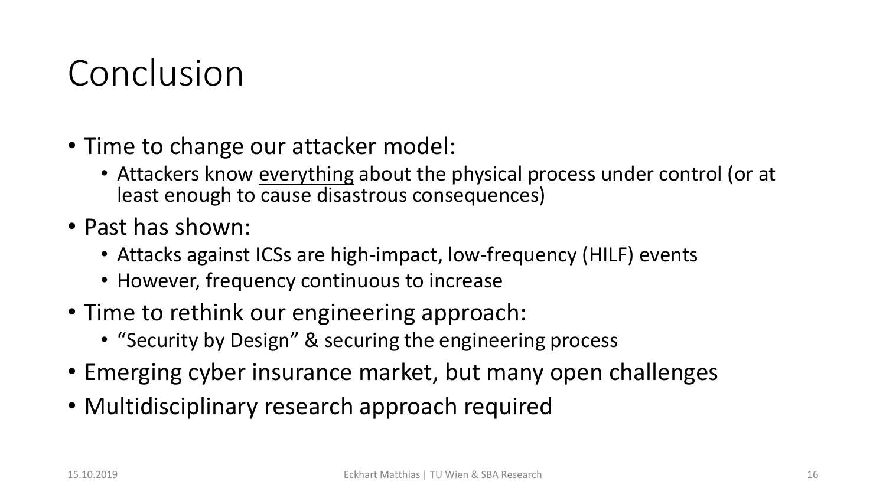# Conclusion

- Time to change our attacker model:
  - Attackers know <u>everything</u> about the physical process under control (or at least enough to cause disastrous consequences)
- Past has shown:
  - Attacks against ICSs are high-impact, low-frequency (HILF) events
  - However, frequency continuous to increase
- Time to rethink our engineering approach:
  - “Security by Design” & securing the engineering process
- Emerging cyber insurance market, but many open challenges
- Multidisciplinary research approach required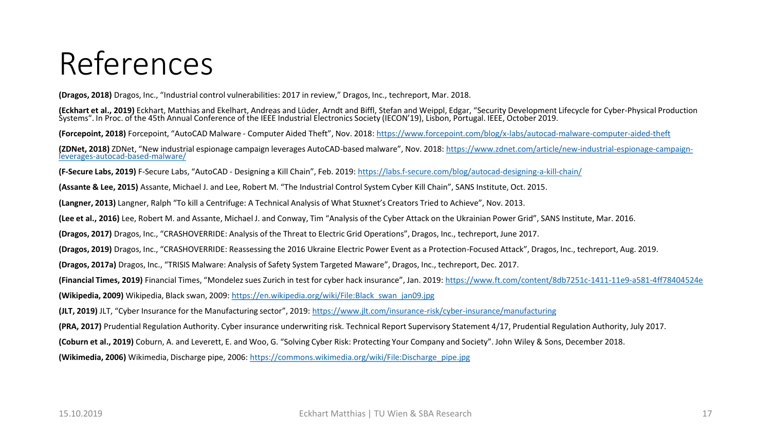# References

**(Dragos, 2018)** Dragos, Inc., “Industrial control vulnerabilities: 2017 in review,” Dragos, Inc., techreport, Mar. 2018.

**(Eckhart et al., 2019)** Eckhart, Matthias and Ekelhart, Andreas and Lüder, Arndt and Biffl, Stefan and Weippl, Edgar, “Security Development Lifecycle for Cyber-Physical Production Systems“. In Proc. of the 45th Annual Conference of the IEEE Industrial Electronics Society (IECON'19), Lisbon, Portugal. IEEE, October 2019.

**(Forcepoint, 2018)** Forcepoint, “AutoCAD Malware - Computer Aided Theft”, Nov. 2018: https://www.forcepoint.com/blog/x-labs/autocad-malware-computer-aided-theft

**(ZDNet, 2018)** ZDNet, “New industrial espionage campaign leverages AutoCAD-based malware”, Nov. 2018: https://www.zdnet.com/article/new-industrial-espionage-campaign-leverages-autocad-based-malware/

**(F-Secure Labs, 2019)** F-Secure Labs, “AutoCAD - Designing a Kill Chain”, Feb. 2019: https://labs.f-secure.com/blog/autocad-designing-a-kill-chain/

**(Assante & Lee, 2015)** Assante, Michael J. and Lee, Robert M. “The Industrial Control System Cyber Kill Chain”, SANS Institute, Oct. 2015.

**(Langner, 2013)** Langner, Ralph “To kill a Centrifuge: A Technical Analysis of What Stuxnet’s Creators Tried to Achieve”, Nov. 2013.

**(Lee et al., 2016)** Lee, Robert M. and Assante, Michael J. and Conway, Tim “Analysis of the Cyber Attack on the Ukrainian Power Grid”, SANS Institute, Mar. 2016.

**(Dragos, 2017)** Dragos, Inc., “CRASHOVERRIDE: Analysis of the Threat to Electric Grid Operations”, Dragos, Inc., techreport, June 2017.

**(Dragos, 2019)** Dragos, Inc., “CRASHOVERRIDE: Reassessing the 2016 Ukraine Electric Power Event as a Protection-Focused Attack”, Dragos, Inc., techreport, Aug. 2019.

**(Dragos, 2017a)** Dragos, Inc., “TRISIS Malware: Analysis of Safety System Targeted Maware”, Dragos, Inc., techreport, Dec. 2017.

**(Financial Times, 2019)** Financial Times, “Mondelez sues Zurich in test for cyber hack insurance”, Jan. 2019: https://www.ft.com/content/8db7251c-1411-11e9-a581-4ff78404524e

**(Wikipedia, 2009)** Wikipedia, Black swan, 2009: https://en.wikipedia.org/wiki/File:Black_swan_jan09.jpg

**(JLT, 2019)** JLT, “Cyber Insurance for the Manufacturing sector”, 2019: https://www.jlt.com/insurance-risk/cyber-insurance/manufacturing

**(PRA, 2017)** Prudential Regulation Authority. Cyber insurance underwriting risk. Technical Report Supervisory Statement 4/17, Prudential Regulation Authority, July 2017.

**(Coburn et al., 2019)** Coburn, A. and Leverett, E. and Woo, G. “Solving Cyber Risk: Protecting Your Company and Society”. John Wiley & Sons, December 2018.

**(Wikimedia, 2006)** Wikimedia, Discharge pipe, 2006: https://commons.wikimedia.org/wiki/File:Discharge_pipe.jpg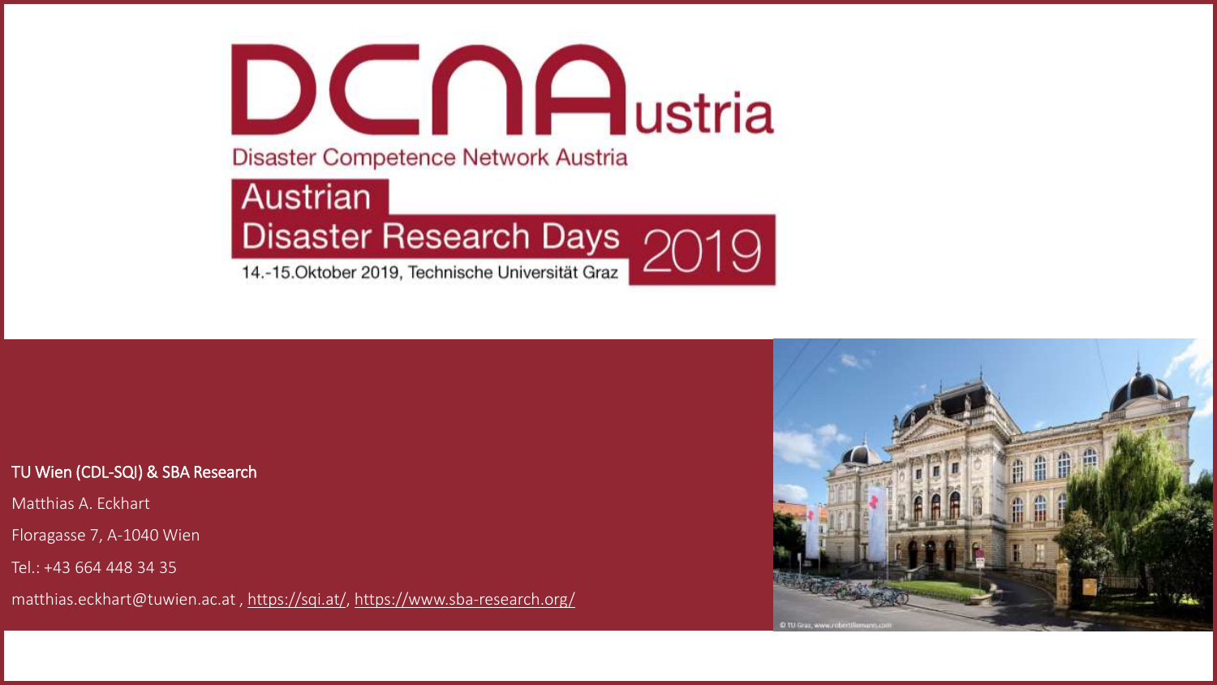# DCNAustria

Disaster Competence Network Austria

## Austrian Disaster Research Days 2019

14.-15.Oktober 2019, Technische Universität Graz

**TU Wien (CDL-SQI) & SBA Research**

Matthias A. Eckhart

Floragasse 7, A-1040 Wien

Tel.: +43 664 448 34 35

matthias.eckhart@tuwien.ac.at , https://sqi.at/, https://www.sba-research.org/